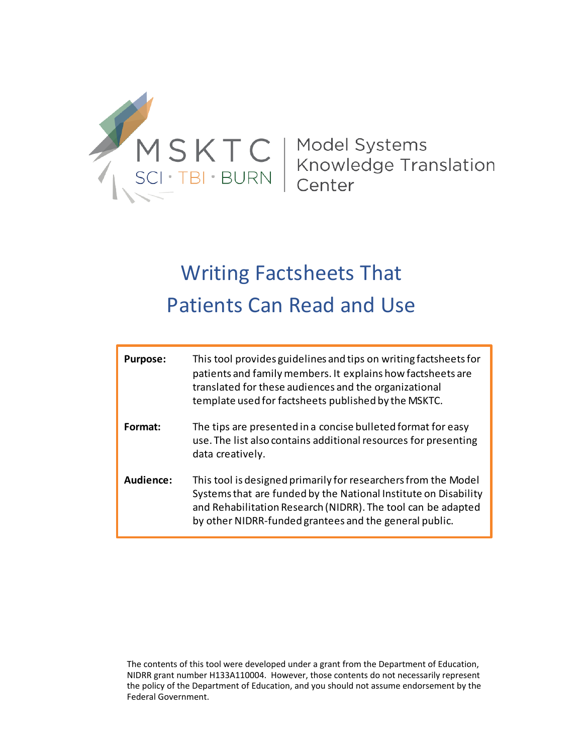MSKTC

SCI · TBI · BURN

Model Systems Knowledge Translation Center

# Writing Factsheets That Patients Can Read and Use

| | |
|---|---|
| **Purpose:** | This tool provides guidelines and tips on writing factsheets for patients and family members. It explains how factsheets are translated for these audiences and the organizational template used for factsheets published by the MSKTC. |
| **Format:** | The tips are presented in a concise bulleted format for easy use. The list also contains additional resources for presenting data creatively. |
| **Audience:** | This tool is designed primarily for researchers from the Model Systems that are funded by the National Institute on Disability and Rehabilitation Research (NIDRR). The tool can be adapted by other NIDRR-funded grantees and the general public. |

The contents of this tool were developed under a grant from the Department of Education, NIDRR grant number H133A110004. However, those contents do not necessarily represent the policy of the Department of Education, and you should not assume endorsement by the Federal Government.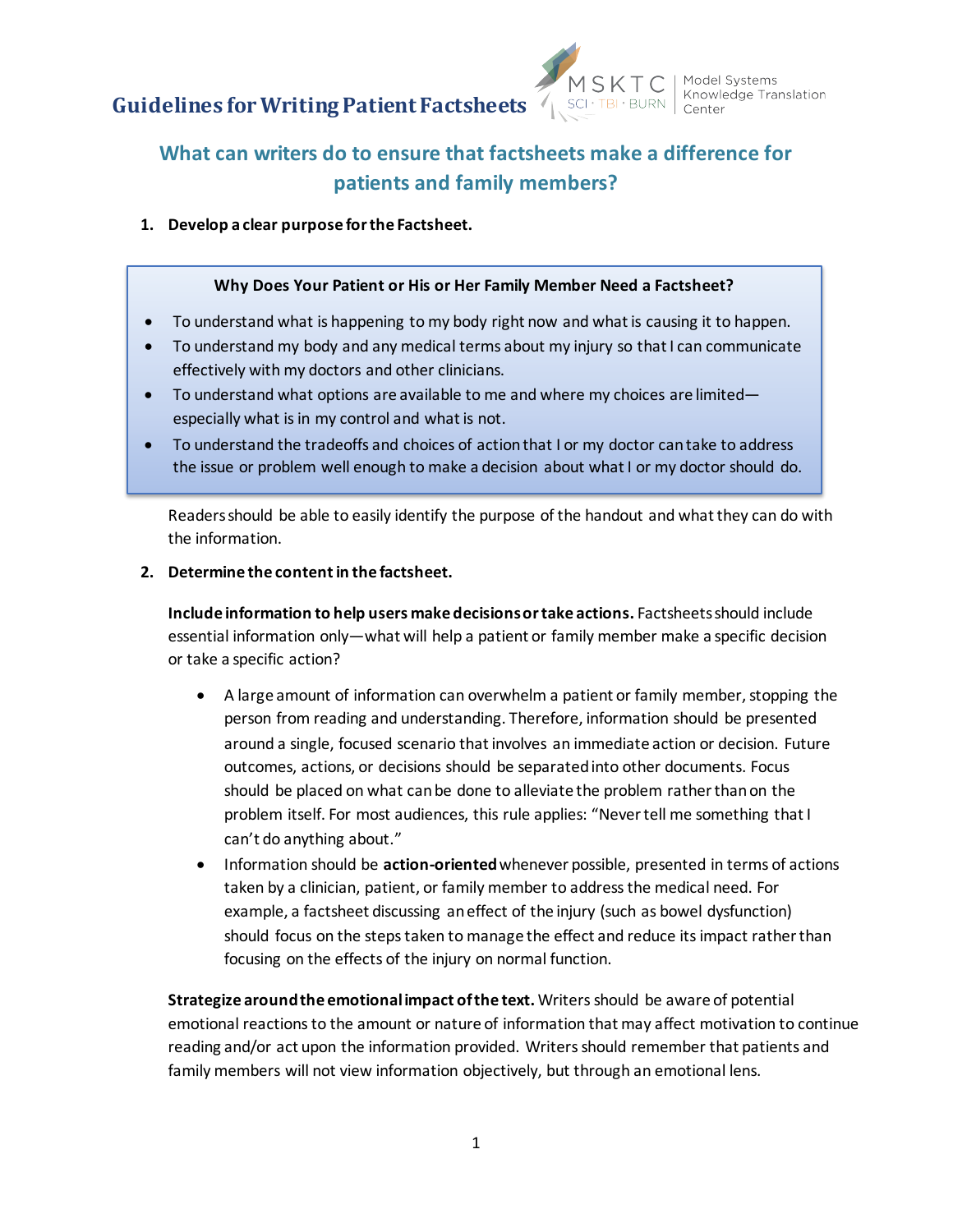# Guidelines for Writing Patient Factsheets

## What can writers do to ensure that factsheets make a difference for patients and family members?

1. **Develop a clear purpose for the Factsheet.**

**Why Does Your Patient or His or Her Family Member Need a Factsheet?**

- To understand what is happening to my body right now and what is causing it to happen.
- To understand my body and any medical terms about my injury so that I can communicate effectively with my doctors and other clinicians.
- To understand what options are available to me and where my choices are limited—especially what is in my control and what is not.
- To understand the tradeoffs and choices of action that I or my doctor can take to address the issue or problem well enough to make a decision about what I or my doctor should do.

Readers should be able to easily identify the purpose of the handout and what they can do with the information.

2. **Determine the content in the factsheet.**

**Include information to help users make decisions or take actions.** Factsheets should include essential information only—what will help a patient or family member make a specific decision or take a specific action?

- A large amount of information can overwhelm a patient or family member, stopping the person from reading and understanding. Therefore, information should be presented around a single, focused scenario that involves an immediate action or decision. Future outcomes, actions, or decisions should be separated into other documents. Focus should be placed on what can be done to alleviate the problem rather than on the problem itself. For most audiences, this rule applies: "Never tell me something that I can't do anything about."
- Information should be **action-oriented** whenever possible, presented in terms of actions taken by a clinician, patient, or family member to address the medical need. For example, a factsheet discussing an effect of the injury (such as bowel dysfunction) should focus on the steps taken to manage the effect and reduce its impact rather than focusing on the effects of the injury on normal function.

**Strategize around the emotional impact of the text.** Writers should be aware of potential emotional reactions to the amount or nature of information that may affect motivation to continue reading and/or act upon the information provided. Writers should remember that patients and family members will not view information objectively, but through an emotional lens.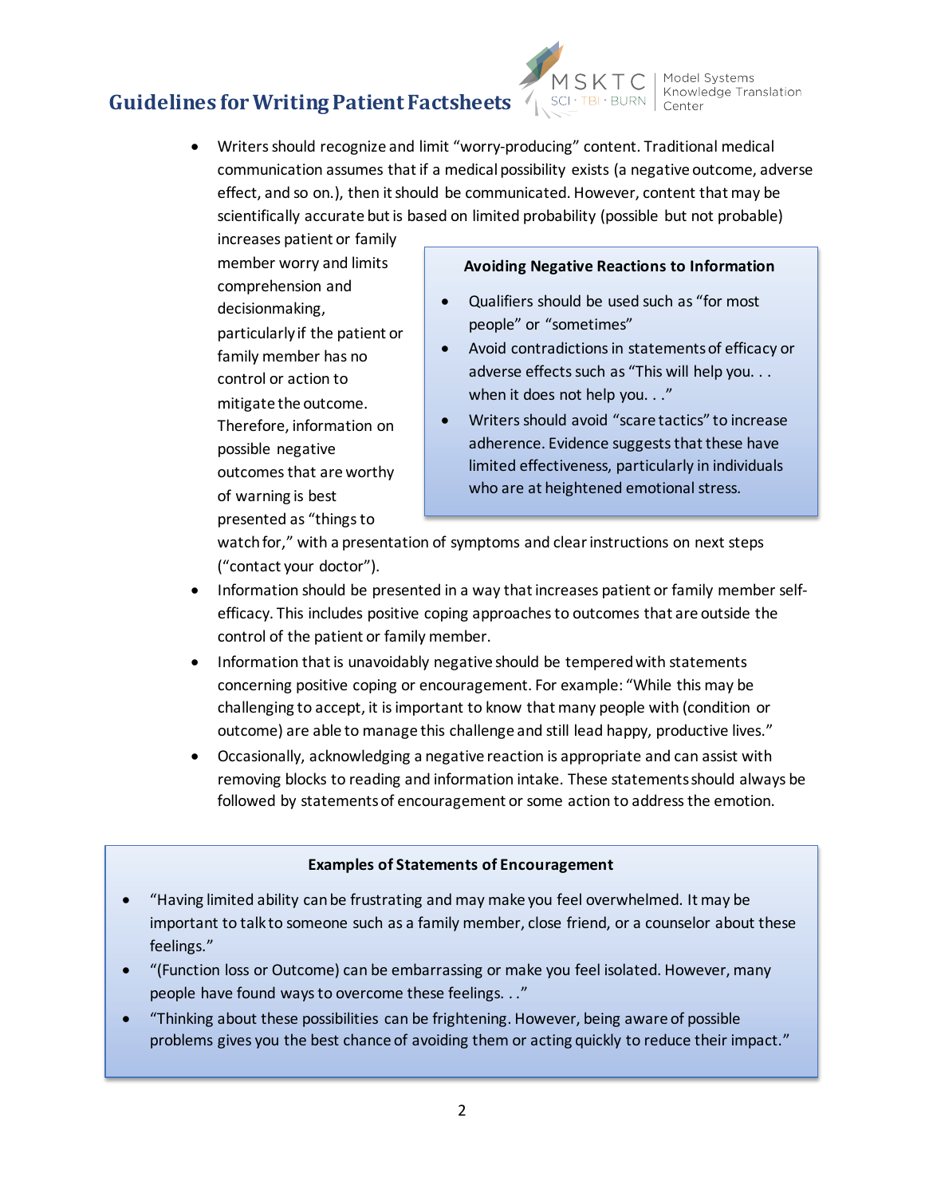- Writers should recognize and limit "worry-producing" content. Traditional medical communication assumes that if a medical possibility exists (a negative outcome, adverse effect, and so on.), then it should be communicated. However, content that may be scientifically accurate but is based on limited probability (possible but not probable) increases patient or family member worry and limits comprehension and decisionmaking, particularly if the patient or family member has no control or action to mitigate the outcome. Therefore, information on possible negative outcomes that are worthy of warning is best presented as "things to watch for," with a presentation of symptoms and clear instructions on next steps ("contact your doctor").

> **Avoiding Negative Reactions to Information**
>
> - Qualifiers should be used such as "for most people" or "sometimes"
> - Avoid contradictions in statements of efficacy or adverse effects such as "This will help you. . . when it does not help you. . ."
> - Writers should avoid "scare tactics" to increase adherence. Evidence suggests that these have limited effectiveness, particularly in individuals who are at heightened emotional stress.

- Information should be presented in a way that increases patient or family member self-efficacy. This includes positive coping approaches to outcomes that are outside the control of the patient or family member.
- Information that is unavoidably negative should be tempered with statements concerning positive coping or encouragement. For example: "While this may be challenging to accept, it is important to know that many people with (condition or outcome) are able to manage this challenge and still lead happy, productive lives."
- Occasionally, acknowledging a negative reaction is appropriate and can assist with removing blocks to reading and information intake. These statements should always be followed by statements of encouragement or some action to address the emotion.

> **Examples of Statements of Encouragement**
>
> - "Having limited ability can be frustrating and may make you feel overwhelmed. It may be important to talk to someone such as a family member, close friend, or a counselor about these feelings."
> - "(Function loss or Outcome) can be embarrassing or make you feel isolated. However, many people have found ways to overcome these feelings. . ."
> - "Thinking about these possibilities can be frightening. However, being aware of possible problems gives you the best chance of avoiding them or acting quickly to reduce their impact."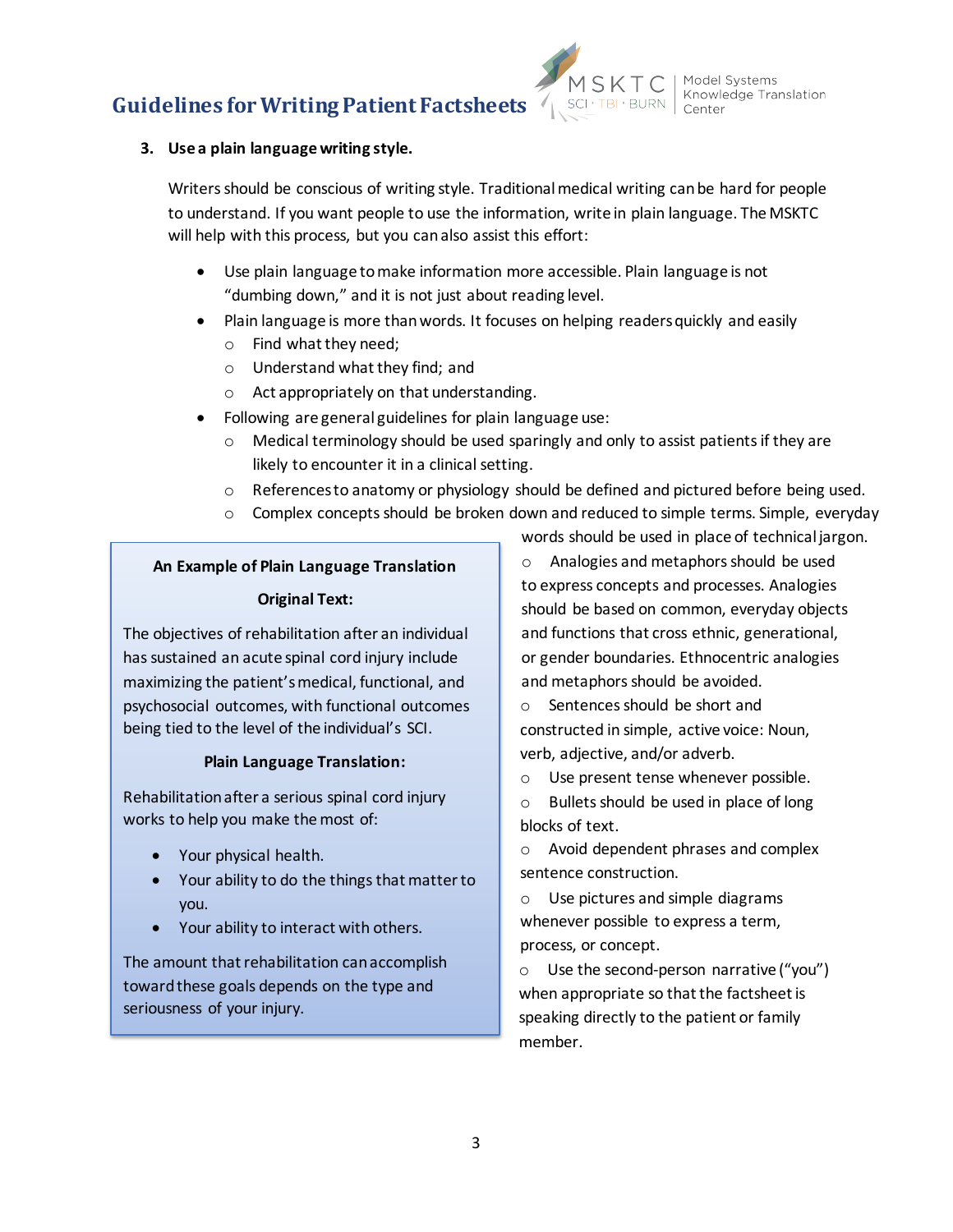3. **Use a plain language writing style.**

Writers should be conscious of writing style. Traditional medical writing can be hard for people to understand. If you want people to use the information, write in plain language. The MSKTC will help with this process, but you can also assist this effort:

- Use plain language to make information more accessible. Plain language is not "dumbing down," and it is not just about reading level.
- Plain language is more than words. It focuses on helping readers quickly and easily
  - Find what they need;
  - Understand what they find; and
  - Act appropriately on that understanding.
- Following are general guidelines for plain language use:
  - Medical terminology should be used sparingly and only to assist patients if they are likely to encounter it in a clinical setting.
  - References to anatomy or physiology should be defined and pictured before being used.
  - Complex concepts should be broken down and reduced to simple terms. Simple, everyday words should be used in place of technical jargon.
  - Analogies and metaphors should be used to express concepts and processes. Analogies should be based on common, everyday objects and functions that cross ethnic, generational, or gender boundaries. Ethnocentric analogies and metaphors should be avoided.
  - Sentences should be short and constructed in simple, active voice: Noun, verb, adjective, and/or adverb.
  - Use present tense whenever possible.
  - Bullets should be used in place of long blocks of text.
  - Avoid dependent phrases and complex sentence construction.
  - Use pictures and simple diagrams whenever possible to express a term, process, or concept.
  - Use the second-person narrative ("you") when appropriate so that the factsheet is speaking directly to the patient or family member.

**An Example of Plain Language Translation**

**Original Text:**

The objectives of rehabilitation after an individual has sustained an acute spinal cord injury include maximizing the patient's medical, functional, and psychosocial outcomes, with functional outcomes being tied to the level of the individual's SCI.

**Plain Language Translation:**

Rehabilitation after a serious spinal cord injury works to help you make the most of:

- Your physical health.
- Your ability to do the things that matter to you.
- Your ability to interact with others.

The amount that rehabilitation can accomplish toward these goals depends on the type and seriousness of your injury.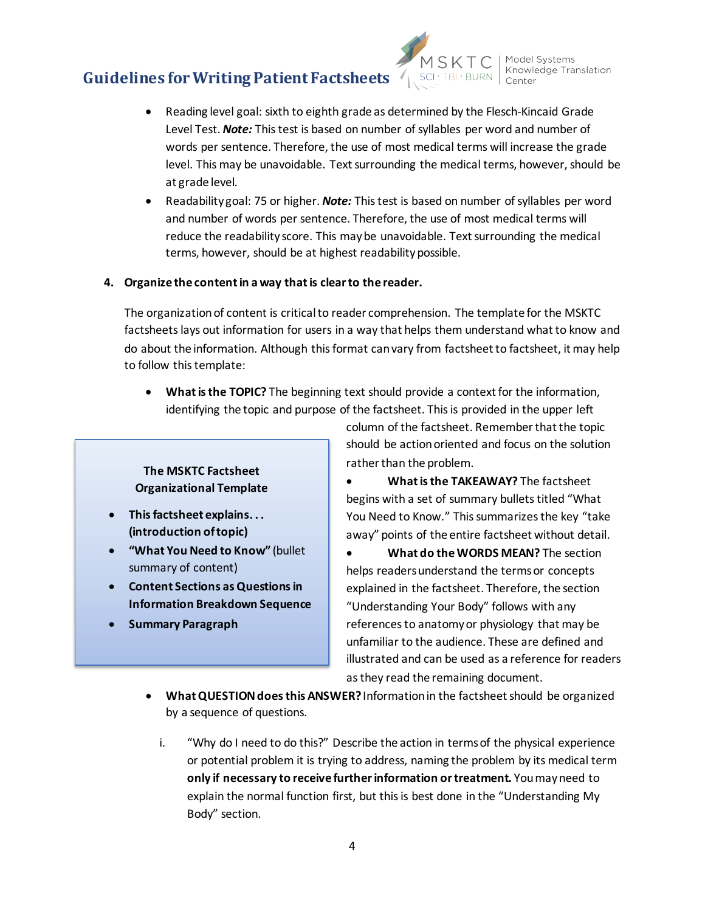- Reading level goal: sixth to eighth grade as determined by the Flesch-Kincaid Grade Level Test. ***Note:*** This test is based on number of syllables per word and number of words per sentence. Therefore, the use of most medical terms will increase the grade level. This may be unavoidable. Text surrounding the medical terms, however, should be at grade level.
- Readability goal: 75 or higher. ***Note:*** This test is based on number of syllables per word and number of words per sentence. Therefore, the use of most medical terms will reduce the readability score. This may be unavoidable. Text surrounding the medical terms, however, should be at highest readability possible.

**4. Organize the content in a way that is clear to the reader.**

The organization of content is critical to reader comprehension. The template for the MSKTC factsheets lays out information for users in a way that helps them understand what to know and do about the information. Although this format can vary from factsheet to factsheet, it may help to follow this template:

- **What is the TOPIC?** The beginning text should provide a context for the information, identifying the topic and purpose of the factsheet. This is provided in the upper left column of the factsheet. Remember that the topic should be action oriented and focus on the solution rather than the problem.
- **What is the TAKEAWAY?** The factsheet begins with a set of summary bullets titled "What You Need to Know." This summarizes the key "take away" points of the entire factsheet without detail.
- **What do the WORDS MEAN?** The section helps readers understand the terms or concepts explained in the factsheet. Therefore, the section "Understanding Your Body" follows with any references to anatomy or physiology that may be unfamiliar to the audience. These are defined and illustrated and can be used as a reference for readers as they read the remaining document.

> **The MSKTC Factsheet Organizational Template**
>
> - **This factsheet explains. . . (introduction of topic)**
> - **"What You Need to Know"** (bullet summary of content)
> - **Content Sections as Questions in Information Breakdown Sequence**
> - **Summary Paragraph**

- **What QUESTION does this ANSWER?** Information in the factsheet should be organized by a sequence of questions.

   i. "Why do I need to do this?" Describe the action in terms of the physical experience or potential problem it is trying to address, naming the problem by its medical term **only if necessary to receive further information or treatment.** You may need to explain the normal function first, but this is best done in the "Understanding My Body" section.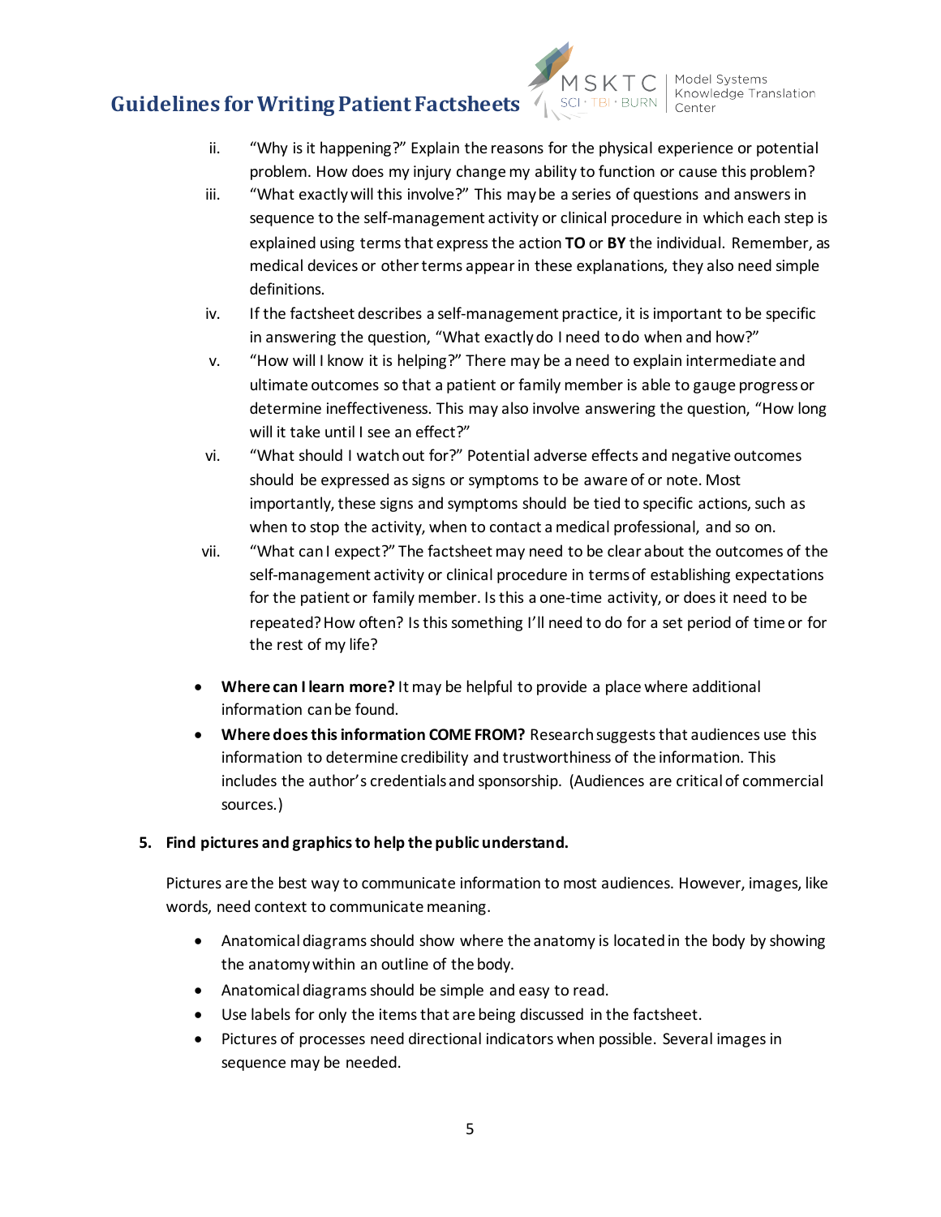ii. "Why is it happening?" Explain the reasons for the physical experience or potential problem. How does my injury change my ability to function or cause this problem?

iii. "What exactly will this involve?" This may be a series of questions and answers in sequence to the self-management activity or clinical procedure in which each step is explained using terms that express the action **TO** or **BY** the individual. Remember, as medical devices or other terms appear in these explanations, they also need simple definitions.

iv. If the factsheet describes a self-management practice, it is important to be specific in answering the question, "What exactly do I need to do when and how?"

v. "How will I know it is helping?" There may be a need to explain intermediate and ultimate outcomes so that a patient or family member is able to gauge progress or determine ineffectiveness. This may also involve answering the question, "How long will it take until I see an effect?"

vi. "What should I watch out for?" Potential adverse effects and negative outcomes should be expressed as signs or symptoms to be aware of or note. Most importantly, these signs and symptoms should be tied to specific actions, such as when to stop the activity, when to contact a medical professional, and so on.

vii. "What can I expect?" The factsheet may need to be clear about the outcomes of the self-management activity or clinical procedure in terms of establishing expectations for the patient or family member. Is this a one-time activity, or does it need to be repeated? How often? Is this something I'll need to do for a set period of time or for the rest of my life?

- **Where can I learn more?** It may be helpful to provide a place where additional information can be found.
- **Where does this information COME FROM?** Research suggests that audiences use this information to determine credibility and trustworthiness of the information. This includes the author's credentials and sponsorship. (Audiences are critical of commercial sources.)

**5. Find pictures and graphics to help the public understand.**

Pictures are the best way to communicate information to most audiences. However, images, like words, need context to communicate meaning.

- Anatomical diagrams should show where the anatomy is located in the body by showing the anatomy within an outline of the body.
- Anatomical diagrams should be simple and easy to read.
- Use labels for only the items that are being discussed in the factsheet.
- Pictures of processes need directional indicators when possible. Several images in sequence may be needed.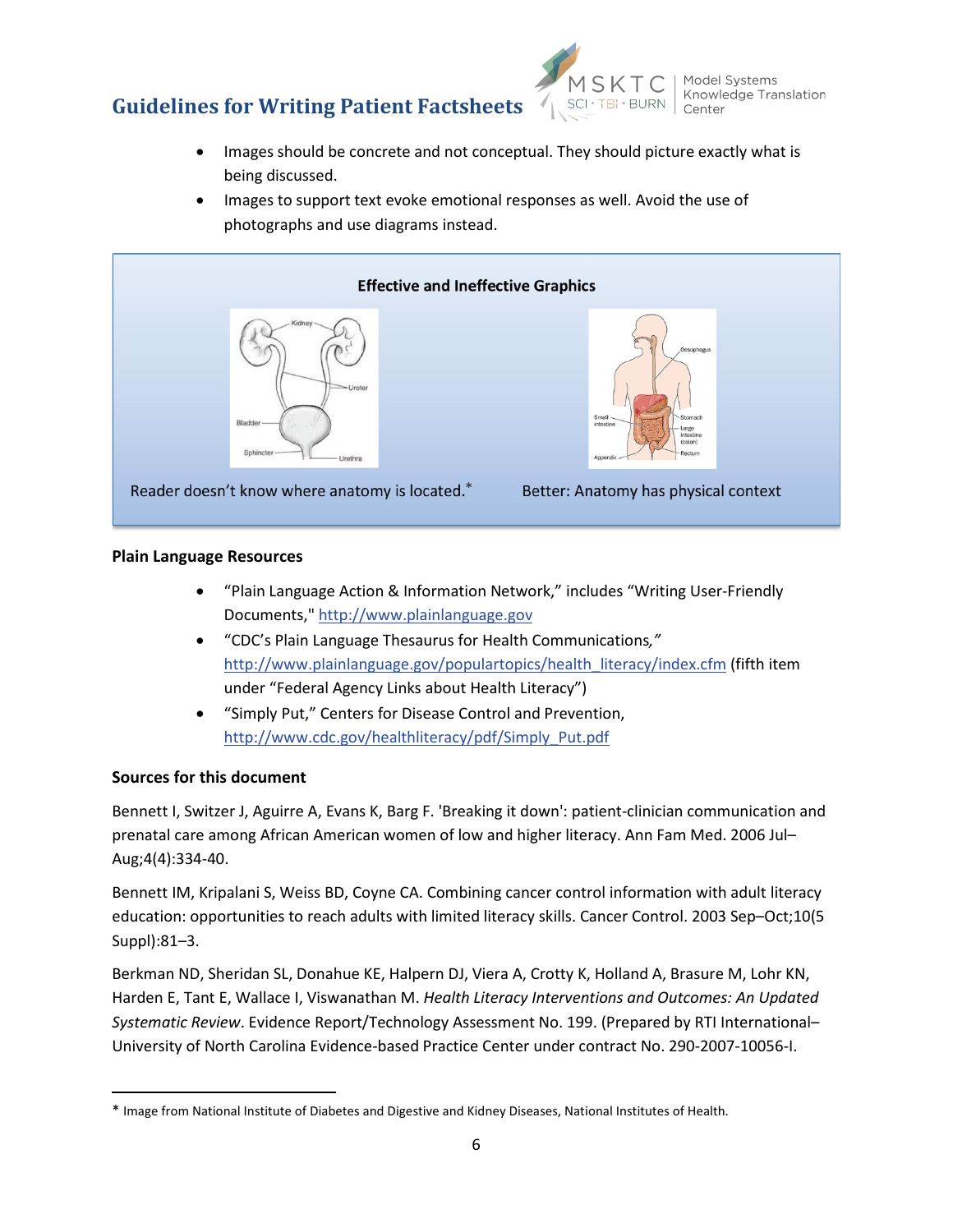- Images should be concrete and not conceptual. They should picture exactly what is being discussed.
- Images to support text evoke emotional responses as well. Avoid the use of photographs and use diagrams instead.

**Effective and Ineffective Graphics**

Kidney
Ureter
Bladder
Sphincter
Urethra

Reader doesn't know where anatomy is located.*

Oesophagus
Stomach
Small intestine
Large intestine (colon)
Rectum
Appendix

Better: Anatomy has physical context

**Plain Language Resources**

- "Plain Language Action & Information Network," includes "Writing User-Friendly Documents," http://www.plainlanguage.gov
- "CDC's Plain Language Thesaurus for Health Communications," http://www.plainlanguage.gov/populartopics/health_literacy/index.cfm (fifth item under "Federal Agency Links about Health Literacy")
- "Simply Put," Centers for Disease Control and Prevention, http://www.cdc.gov/healthliteracy/pdf/Simply_Put.pdf

**Sources for this document**

Bennett I, Switzer J, Aguirre A, Evans K, Barg F. 'Breaking it down': patient-clinician communication and prenatal care among African American women of low and higher literacy. Ann Fam Med. 2006 Jul–Aug;4(4):334-40.

Bennett IM, Kripalani S, Weiss BD, Coyne CA. Combining cancer control information with adult literacy education: opportunities to reach adults with limited literacy skills. Cancer Control. 2003 Sep–Oct;10(5 Suppl):81–3.

Berkman ND, Sheridan SL, Donahue KE, Halpern DJ, Viera A, Crotty K, Holland A, Brasure M, Lohr KN, Harden E, Tant E, Wallace I, Viswanathan M. *Health Literacy Interventions and Outcomes: An Updated Systematic Review*. Evidence Report/Technology Assessment No. 199. (Prepared by RTI International–University of North Carolina Evidence-based Practice Center under contract No. 290-2007-10056-I.

* Image from National Institute of Diabetes and Digestive and Kidney Diseases, National Institutes of Health.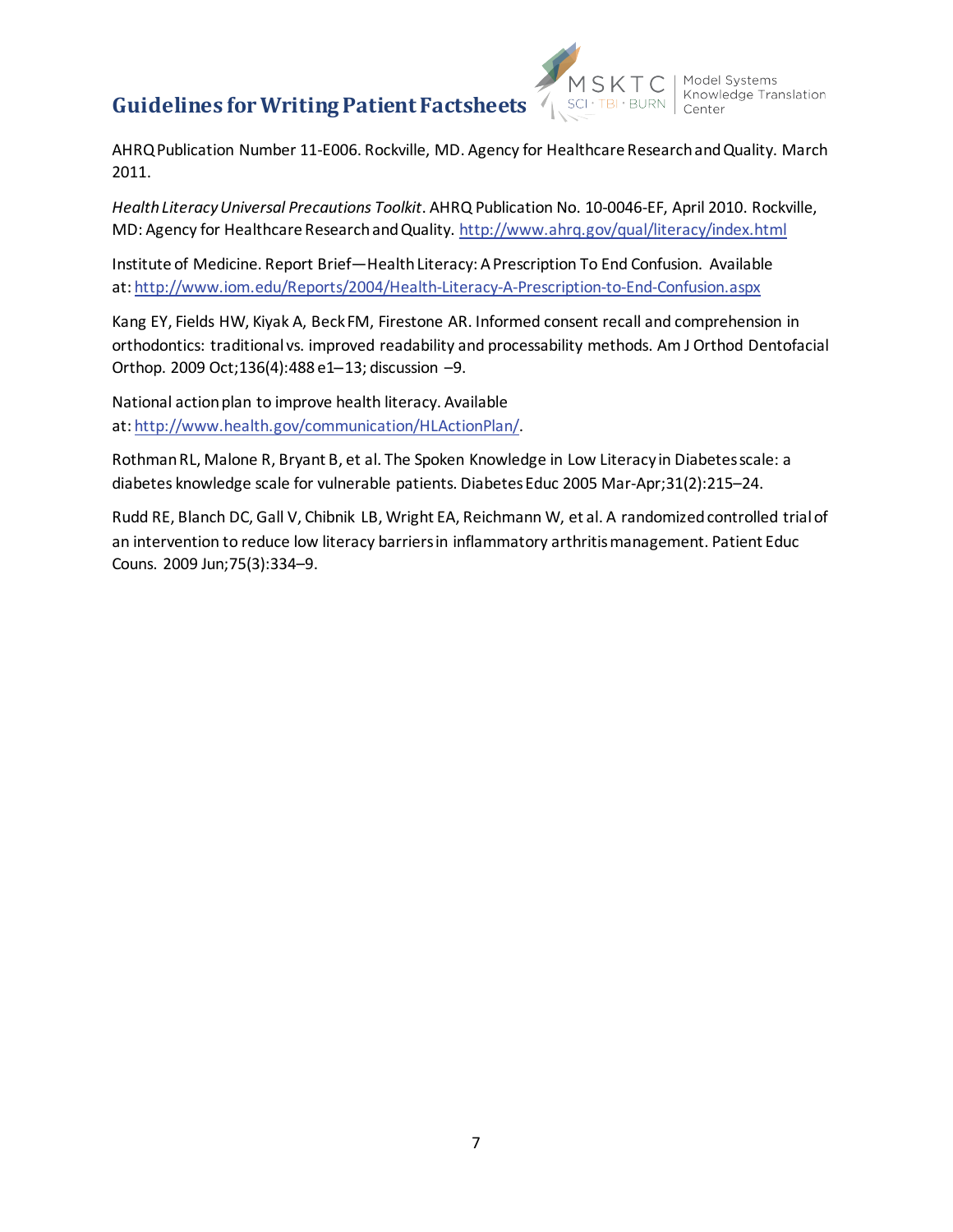AHRQ Publication Number 11-E006. Rockville, MD. Agency for Healthcare Research and Quality. March 2011.

*Health Literacy Universal Precautions Toolkit*. AHRQ Publication No. 10-0046-EF, April 2010. Rockville, MD: Agency for Healthcare Research and Quality. http://www.ahrq.gov/qual/literacy/index.html

Institute of Medicine. Report Brief—Health Literacy: A Prescription To End Confusion. Available at: http://www.iom.edu/Reports/2004/Health-Literacy-A-Prescription-to-End-Confusion.aspx

Kang EY, Fields HW, Kiyak A, Beck FM, Firestone AR. Informed consent recall and comprehension in orthodontics: traditional vs. improved readability and processability methods. Am J Orthod Dentofacial Orthop. 2009 Oct;136(4):488 e1–13; discussion –9.

National action plan to improve health literacy. Available at: http://www.health.gov/communication/HLActionPlan/.

Rothman RL, Malone R, Bryant B, et al. The Spoken Knowledge in Low Literacy in Diabetes scale: a diabetes knowledge scale for vulnerable patients. Diabetes Educ 2005 Mar-Apr;31(2):215–24.

Rudd RE, Blanch DC, Gall V, Chibnik LB, Wright EA, Reichmann W, et al. A randomized controlled trial of an intervention to reduce low literacy barriers in inflammatory arthritis management. Patient Educ Couns. 2009 Jun;75(3):334–9.